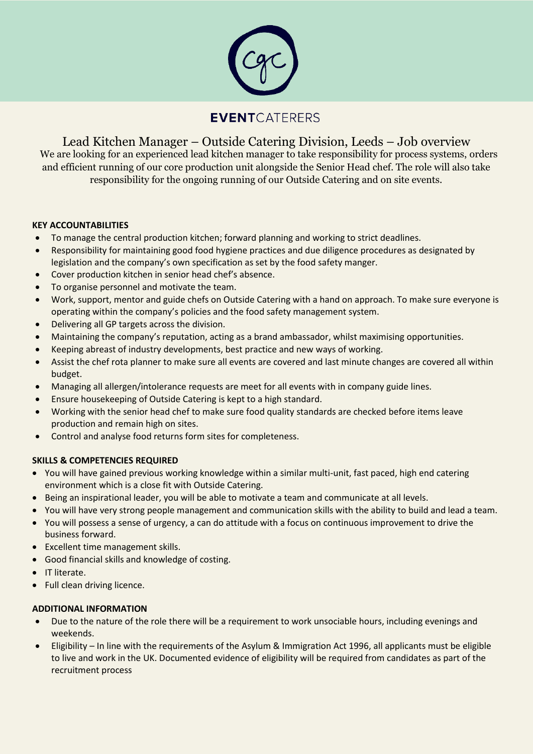**EVENT**CATERERS

# Lead Kitchen Manager – Outside Catering Division, Leeds – Job overview

We are looking for an experienced lead kitchen manager to take responsibility for process systems, orders and efficient running of our core production unit alongside the Senior Head chef. The role will also take responsibility for the ongoing running of our Outside Catering and on site events.

## KEY ACCOUNTABILITIES

- To manage the central production kitchen; forward planning and working to strict deadlines.
- Responsibility for maintaining good food hygiene practices and due diligence procedures as designated by legislation and the company's own specification as set by the food safety manger.
- Cover production kitchen in senior head chef's absence.
- To organise personnel and motivate the team.
- Work, support, mentor and guide chefs on Outside Catering with a hand on approach. To make sure everyone is operating within the company's policies and the food safety management system.
- Delivering all GP targets across the division.
- Maintaining the company's reputation, acting as a brand ambassador, whilst maximising opportunities.
- Keeping abreast of industry developments, best practice and new ways of working.
- Assist the chef rota planner to make sure all events are covered and last minute changes are covered all within budget.
- Managing all allergen/intolerance requests are meet for all events with in company guide lines.
- Ensure housekeeping of Outside Catering is kept to a high standard.
- Working with the senior head chef to make sure food quality standards are checked before items leave production and remain high on sites.
- Control and analyse food returns form sites for completeness.

## SKILLS & COMPETENCIES REQUIRED

- You will have gained previous working knowledge within a similar multi-unit, fast paced, high end catering environment which is a close fit with Outside Catering.
- Being an inspirational leader, you will be able to motivate a team and communicate at all levels.
- You will have very strong people management and communication skills with the ability to build and lead a team.
- You will possess a sense of urgency, a can do attitude with a focus on continuous improvement to drive the business forward.
- Excellent time management skills.
- Good financial skills and knowledge of costing.
- IT literate.
- Full clean driving licence.

## ADDITIONAL INFORMATION

- Due to the nature of the role there will be a requirement to work unsociable hours, including evenings and weekends.
- Eligibility – In line with the requirements of the Asylum & Immigration Act 1996, all applicants must be eligible to live and work in the UK. Documented evidence of eligibility will be required from candidates as part of the recruitment process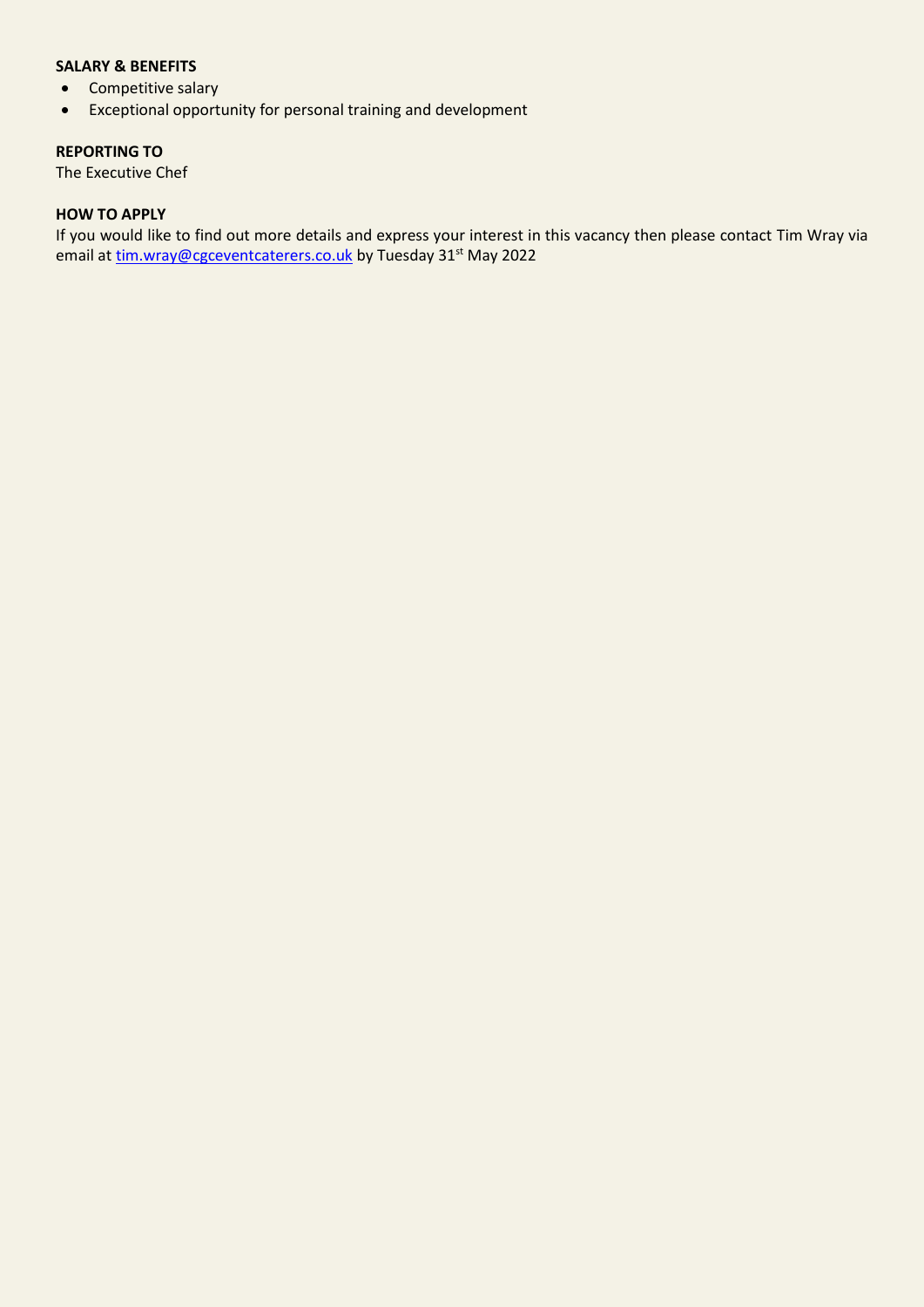**SALARY & BENEFITS**

- Competitive salary
- Exceptional opportunity for personal training and development

**REPORTING TO**

The Executive Chef

**HOW TO APPLY**

If you would like to find out more details and express your interest in this vacancy then please contact Tim Wray via email at tim.wray@cgceventcaterers.co.uk by Tuesday 31st May 2022